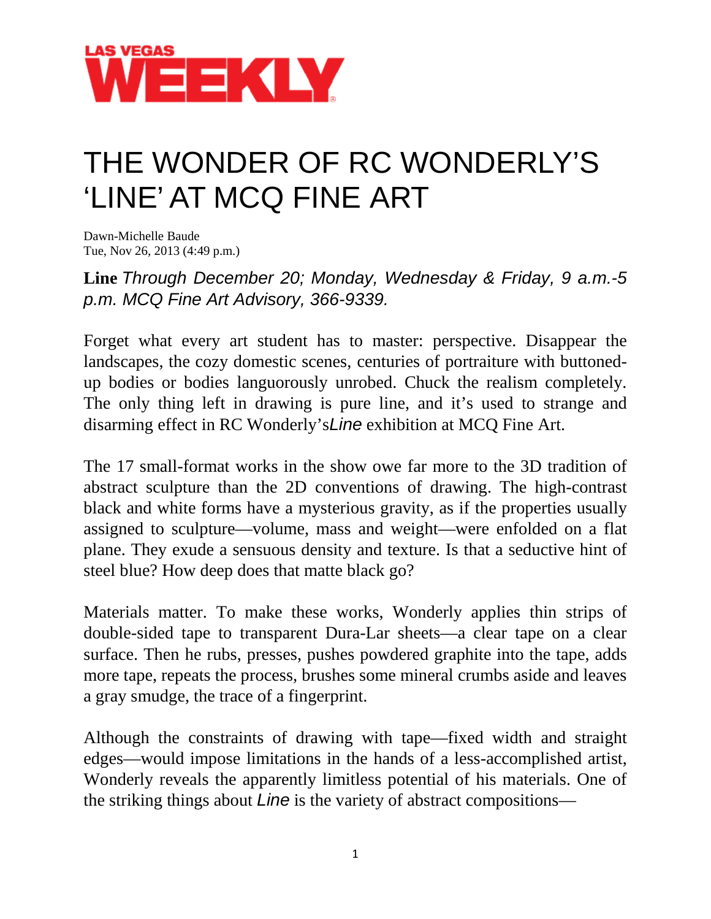LAS VEGAS WEEKLY

# THE WONDER OF RC WONDERLY'S 'LINE' AT MCQ FINE ART

Dawn-Michelle Baude
Tue, Nov 26, 2013 (4:49 p.m.)

**Line** *Through December 20; Monday, Wednesday & Friday, 9 a.m.-5 p.m. MCQ Fine Art Advisory, 366-9339.*

Forget what every art student has to master: perspective. Disappear the landscapes, the cozy domestic scenes, centuries of portraiture with buttoned-up bodies or bodies languorously unrobed. Chuck the realism completely. The only thing left in drawing is pure line, and it's used to strange and disarming effect in RC Wonderly's *Line* exhibition at MCQ Fine Art.

The 17 small-format works in the show owe far more to the 3D tradition of abstract sculpture than the 2D conventions of drawing. The high-contrast black and white forms have a mysterious gravity, as if the properties usually assigned to sculpture—volume, mass and weight—were enfolded on a flat plane. They exude a sensuous density and texture. Is that a seductive hint of steel blue? How deep does that matte black go?

Materials matter. To make these works, Wonderly applies thin strips of double-sided tape to transparent Dura-Lar sheets—a clear tape on a clear surface. Then he rubs, presses, pushes powdered graphite into the tape, adds more tape, repeats the process, brushes some mineral crumbs aside and leaves a gray smudge, the trace of a fingerprint.

Although the constraints of drawing with tape—fixed width and straight edges—would impose limitations in the hands of a less-accomplished artist, Wonderly reveals the apparently limitless potential of his materials. One of the striking things about *Line* is the variety of abstract compositions—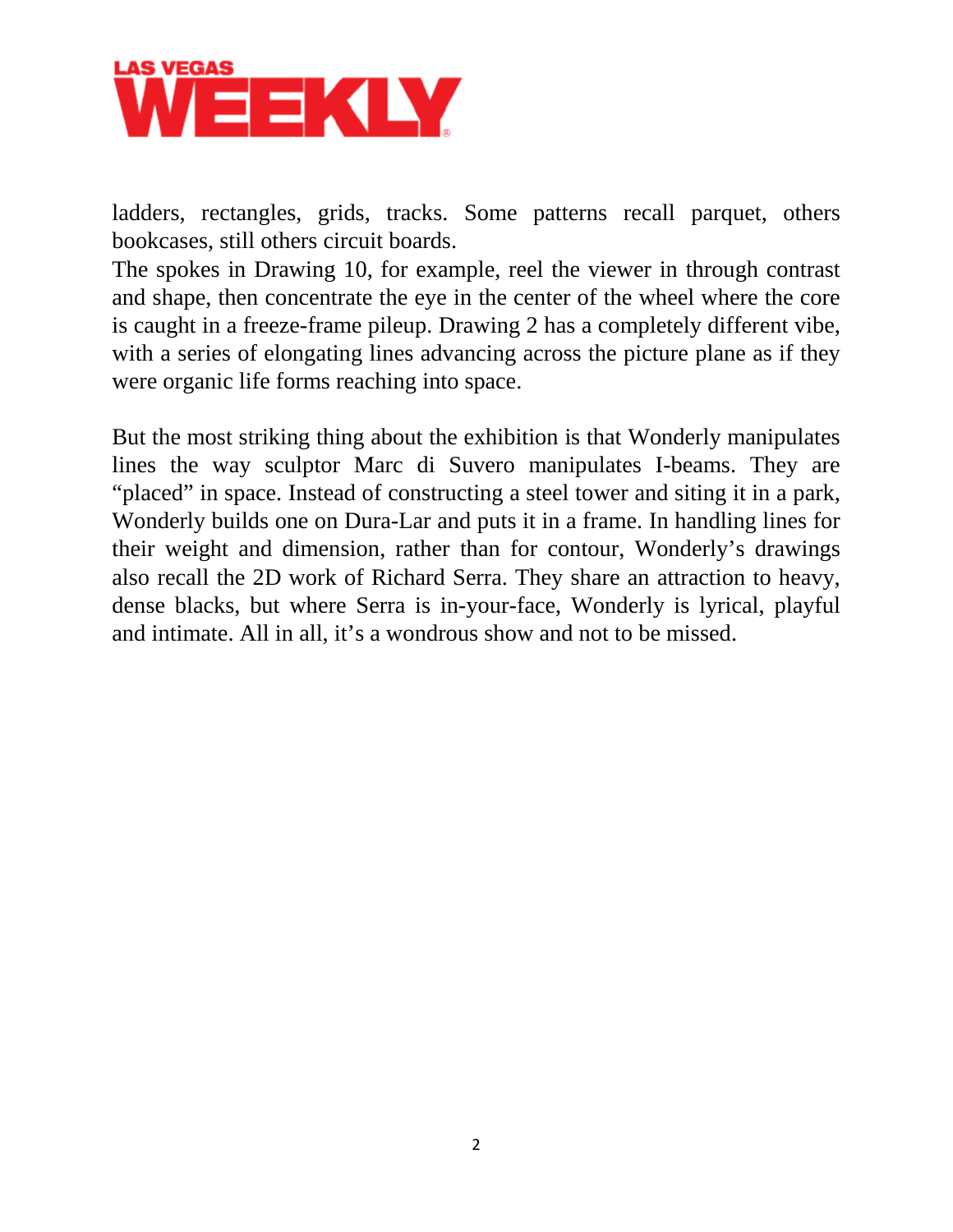ladders, rectangles, grids, tracks. Some patterns recall parquet, others bookcases, still others circuit boards.
The spokes in Drawing 10, for example, reel the viewer in through contrast and shape, then concentrate the eye in the center of the wheel where the core is caught in a freeze-frame pileup. Drawing 2 has a completely different vibe, with a series of elongating lines advancing across the picture plane as if they were organic life forms reaching into space.

But the most striking thing about the exhibition is that Wonderly manipulates lines the way sculptor Marc di Suvero manipulates I-beams. They are "placed" in space. Instead of constructing a steel tower and siting it in a park, Wonderly builds one on Dura-Lar and puts it in a frame. In handling lines for their weight and dimension, rather than for contour, Wonderly's drawings also recall the 2D work of Richard Serra. They share an attraction to heavy, dense blacks, but where Serra is in-your-face, Wonderly is lyrical, playful and intimate. All in all, it's a wondrous show and not to be missed.